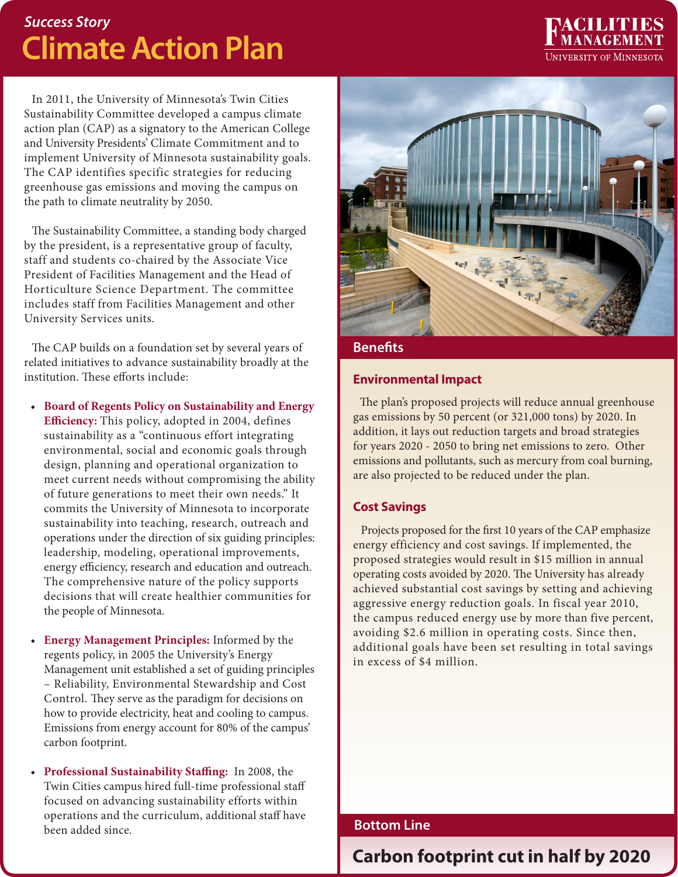*Success Story*

# Climate Action Plan

FACILITIES MANAGEMENT
UNIVERSITY OF MINNESOTA

In 2011, the University of Minnesota's Twin Cities Sustainability Committee developed a campus climate action plan (CAP) as a signatory to the American College and University Presidents' Climate Commitment and to implement University of Minnesota sustainability goals. The CAP identifies specific strategies for reducing greenhouse gas emissions and moving the campus on the path to climate neutrality by 2050.

The Sustainability Committee, a standing body charged by the president, is a representative group of faculty, staff and students co-chaired by the Associate Vice President of Facilities Management and the Head of Horticulture Science Department. The committee includes staff from Facilities Management and other University Services units.

The CAP builds on a foundation set by several years of related initiatives to advance sustainability broadly at the institution. These efforts include:

- **Board of Regents Policy on Sustainability and Energy Efficiency:** This policy, adopted in 2004, defines sustainability as a "continuous effort integrating environmental, social and economic goals through design, planning and operational organization to meet current needs without compromising the ability of future generations to meet their own needs." It commits the University of Minnesota to incorporate sustainability into teaching, research, outreach and operations under the direction of six guiding principles: leadership, modeling, operational improvements, energy efficiency, research and education and outreach. The comprehensive nature of the policy supports decisions that will create healthier communities for the people of Minnesota.

- **Energy Management Principles:** Informed by the regents policy, in 2005 the University's Energy Management unit established a set of guiding principles – Reliability, Environmental Stewardship and Cost Control. They serve as the paradigm for decisions on how to provide electricity, heat and cooling to campus. Emissions from energy account for 80% of the campus' carbon footprint.

- **Professional Sustainability Staffing:** In 2008, the Twin Cities campus hired full-time professional staff focused on advancing sustainability efforts within operations and the curriculum, additional staff have been added since.

## Benefits

### Environmental Impact

The plan's proposed projects will reduce annual greenhouse gas emissions by 50 percent (or 321,000 tons) by 2020. In addition, it lays out reduction targets and broad strategies for years 2020 - 2050 to bring net emissions to zero. Other emissions and pollutants, such as mercury from coal burning, are also projected to be reduced under the plan.

### Cost Savings

Projects proposed for the first 10 years of the CAP emphasize energy efficiency and cost savings. If implemented, the proposed strategies would result in $15 million in annual operating costs avoided by 2020. The University has already achieved substantial cost savings by setting and achieving aggressive energy reduction goals. In fiscal year 2010, the campus reduced energy use by more than five percent, avoiding $2.6 million in operating costs. Since then, additional goals have been set resulting in total savings in excess of $4 million.

## Bottom Line

**Carbon footprint cut in half by 2020**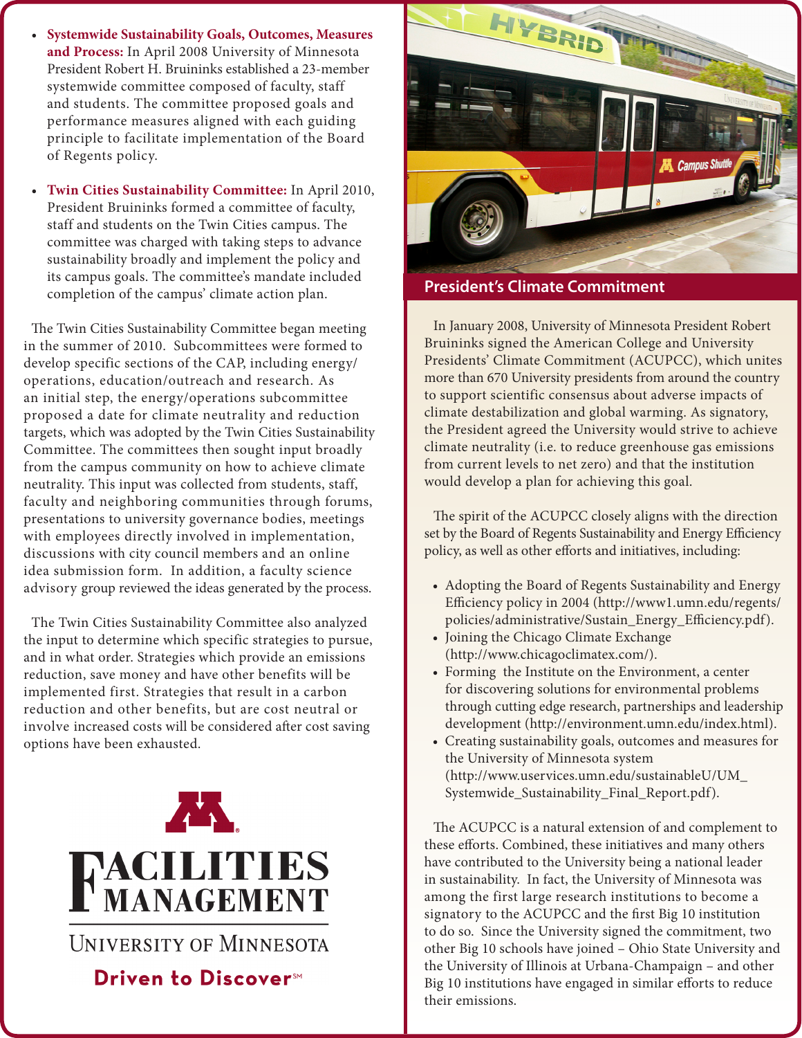- **Systemwide Sustainability Goals, Outcomes, Measures and Process:** In April 2008 University of Minnesota President Robert H. Bruininks established a 23-member systemwide committee composed of faculty, staff and students. The committee proposed goals and performance measures aligned with each guiding principle to facilitate implementation of the Board of Regents policy.

- **Twin Cities Sustainability Committee:** In April 2010, President Bruininks formed a committee of faculty, staff and students on the Twin Cities campus. The committee was charged with taking steps to advance sustainability broadly and implement the policy and its campus goals. The committee's mandate included completion of the campus' climate action plan.

The Twin Cities Sustainability Committee began meeting in the summer of 2010. Subcommittees were formed to develop specific sections of the CAP, including energy/operations, education/outreach and research. As an initial step, the energy/operations subcommittee proposed a date for climate neutrality and reduction targets, which was adopted by the Twin Cities Sustainability Committee. The committees then sought input broadly from the campus community on how to achieve climate neutrality. This input was collected from students, staff, faculty and neighboring communities through forums, presentations to university governance bodies, meetings with employees directly involved in implementation, discussions with city council members and an online idea submission form. In addition, a faculty science advisory group reviewed the ideas generated by the process.

The Twin Cities Sustainability Committee also analyzed the input to determine which specific strategies to pursue, and in what order. Strategies which provide an emissions reduction, save money and have other benefits will be implemented first. Strategies that result in a carbon reduction and other benefits, but are cost neutral or involve increased costs will be considered after cost saving options have been exhausted.

FACILITIES MANAGEMENT

UNIVERSITY OF MINNESOTA

Driven to Discover℠

## President's Climate Commitment

In January 2008, University of Minnesota President Robert Bruininks signed the American College and University Presidents' Climate Commitment (ACUPCC), which unites more than 670 University presidents from around the country to support scientific consensus about adverse impacts of climate destabilization and global warming. As signatory, the President agreed the University would strive to achieve climate neutrality (i.e. to reduce greenhouse gas emissions from current levels to net zero) and that the institution would develop a plan for achieving this goal.

The spirit of the ACUPCC closely aligns with the direction set by the Board of Regents Sustainability and Energy Efficiency policy, as well as other efforts and initiatives, including:

- Adopting the Board of Regents Sustainability and Energy Efficiency policy in 2004 (http://www1.umn.edu/regents/policies/administrative/Sustain_Energy_Efficiency.pdf).
- Joining the Chicago Climate Exchange (http://www.chicagoclimatex.com/).
- Forming the Institute on the Environment, a center for discovering solutions for environmental problems through cutting edge research, partnerships and leadership development (http://environment.umn.edu/index.html).
- Creating sustainability goals, outcomes and measures for the University of Minnesota system (http://www.uservices.umn.edu/sustainableU/UM_Systemwide_Sustainability_Final_Report.pdf).

The ACUPCC is a natural extension of and complement to these efforts. Combined, these initiatives and many others have contributed to the University being a national leader in sustainability. In fact, the University of Minnesota was among the first large research institutions to become a signatory to the ACUPCC and the first Big 10 institution to do so. Since the University signed the commitment, two other Big 10 schools have joined – Ohio State University and the University of Illinois at Urbana-Champaign – and other Big 10 institutions have engaged in similar efforts to reduce their emissions.